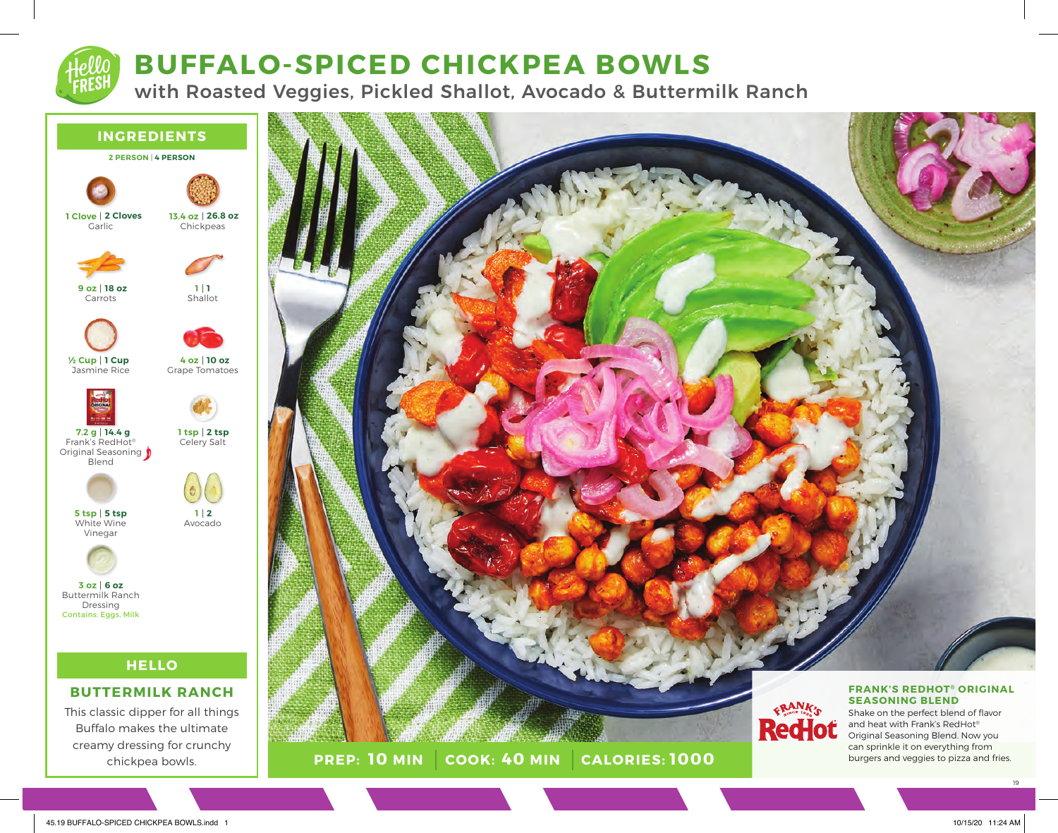# BUFFALO-SPICED CHICKPEA BOWLS

## with Roasted Veggies, Pickled Shallot, Avocado & Buttermilk Ranch

## INGREDIENTS

**2 PERSON | 4 PERSON**

- 1 Clove | 2 Cloves Garlic
- 13.4 oz | 26.8 oz Chickpeas
- 9 oz | 18 oz Carrots
- 1 | 1 Shallot
- ½ Cup | 1 Cup Jasmine Rice
- 4 oz | 10 oz Grape Tomatoes
- 7.2 g | 14.4 g Frank's RedHot® Original Seasoning Blend
- 1 tsp | 2 tsp Celery Salt
- 5 tsp | 5 tsp White Wine Vinegar
- 1 | 2 Avocado
- 3 oz | 6 oz Buttermilk Ranch Dressing
  Contains: Eggs, Milk

## HELLO

### BUTTERMILK RANCH

This classic dipper for all things Buffalo makes the ultimate creamy dressing for crunchy chickpea bowls.

**PREP: 10 MIN | COOK: 40 MIN | CALORIES: 1000**

### FRANK'S REDHOT® ORIGINAL SEASONING BLEND

Shake on the perfect blend of flavor and heat with Frank's RedHot® Original Seasoning Blend. Now you can sprinkle it on everything from burgers and veggies to pizza and fries.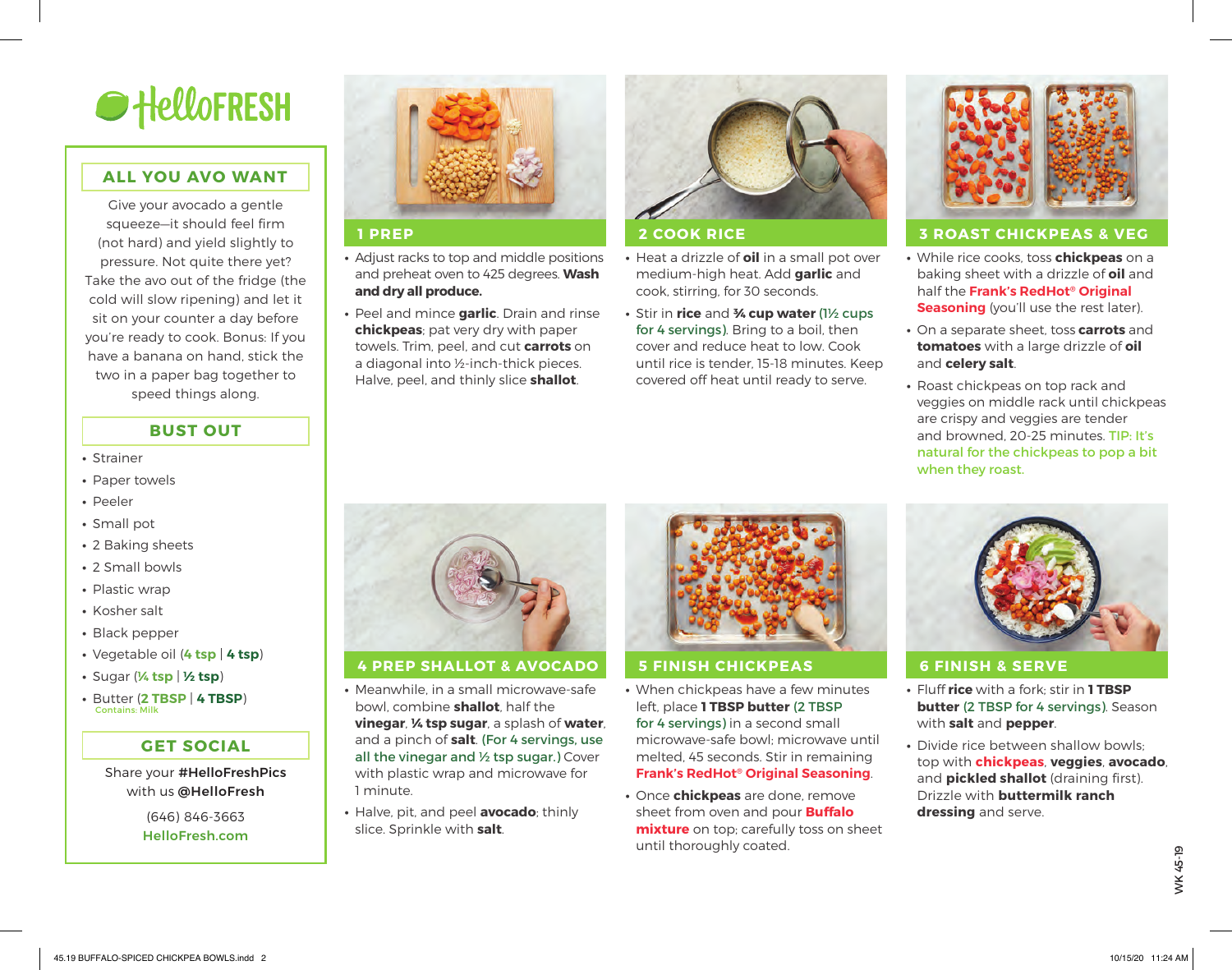# HelloFRESH

## ALL YOU AVO WANT

Give your avocado a gentle squeeze—it should feel firm (not hard) and yield slightly to pressure. Not quite there yet? Take the avo out of the fridge (the cold will slow ripening) and let it sit on your counter a day before you're ready to cook. Bonus: If you have a banana on hand, stick the two in a paper bag together to speed things along.

## BUST OUT

- Strainer
- Paper towels
- Peeler
- Small pot
- 2 Baking sheets
- 2 Small bowls
- Plastic wrap
- Kosher salt
- Black pepper
- Vegetable oil (4 tsp | 4 tsp)
- Sugar (¼ tsp | ½ tsp)
- Butter (2 TBSP | 4 TBSP)
  Contains: Milk

## GET SOCIAL

Share your **#HelloFreshPics** with us **@HelloFresh**

(646) 846-3663
HelloFresh.com

## 1 PREP

- Adjust racks to top and middle positions and preheat oven to 425 degrees. **Wash and dry all produce.**
- Peel and mince **garlic**. Drain and rinse **chickpeas**; pat very dry with paper towels. Trim, peel, and cut **carrots** on a diagonal into ½-inch-thick pieces. Halve, peel, and thinly slice **shallot**.

## 2 COOK RICE

- Heat a drizzle of **oil** in a small pot over medium-high heat. Add **garlic** and cook, stirring, for 30 seconds.
- Stir in **rice** and **¾ cup water** (1½ cups for 4 servings). Bring to a boil, then cover and reduce heat to low. Cook until rice is tender, 15-18 minutes. Keep covered off heat until ready to serve.

## 3 ROAST CHICKPEAS & VEG

- While rice cooks, toss **chickpeas** on a baking sheet with a drizzle of **oil** and half the **Frank's RedHot® Original Seasoning** (you'll use the rest later).
- On a separate sheet, toss **carrots** and **tomatoes** with a large drizzle of **oil** and **celery salt**.
- Roast chickpeas on top rack and veggies on middle rack until chickpeas are crispy and veggies are tender and browned, 20-25 minutes. TIP: It's natural for the chickpeas to pop a bit when they roast.

## 4 PREP SHALLOT & AVOCADO

- Meanwhile, in a small microwave-safe bowl, combine **shallot**, half the **vinegar**, **¼ tsp sugar**, a splash of **water**, and a pinch of **salt**. (For 4 servings, use all the vinegar and ½ tsp sugar.) Cover with plastic wrap and microwave for 1 minute.
- Halve, pit, and peel **avocado**; thinly slice. Sprinkle with **salt**.

## 5 FINISH CHICKPEAS

- When chickpeas have a few minutes left, place **1 TBSP butter** (2 TBSP for 4 servings) in a second small microwave-safe bowl; microwave until melted, 45 seconds. Stir in remaining **Frank's RedHot® Original Seasoning**.
- Once **chickpeas** are done, remove sheet from oven and pour **Buffalo mixture** on top; carefully toss on sheet until thoroughly coated.

## 6 FINISH & SERVE

- Fluff **rice** with a fork; stir in **1 TBSP butter** (2 TBSP for 4 servings). Season with **salt** and **pepper**.
- Divide rice between shallow bowls; top with **chickpeas**, **veggies**, **avocado**, and **pickled shallot** (draining first). Drizzle with **buttermilk ranch dressing** and serve.

WK 45-19